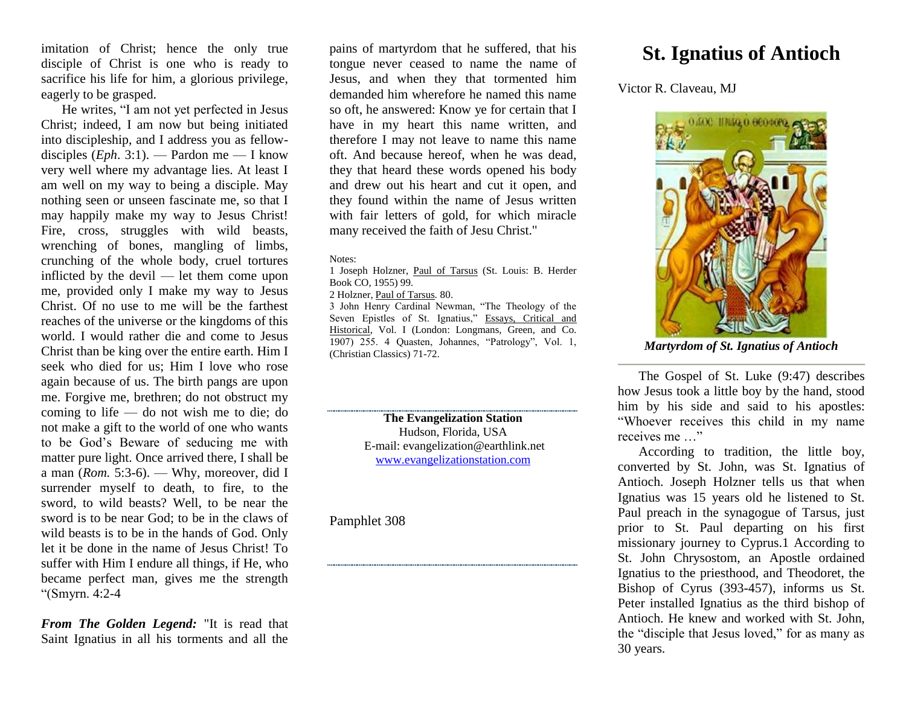imitation of Christ; hence the only true disciple of Christ is one who is ready to sacrifice his life for him, a glorious privilege, eagerly to be grasped.

He writes, "I am not yet perfected in Jesus Christ; indeed, I am now but being initiated into discipleship, and I address you as fellow-disciples (*Eph*. 3:1). — Pardon me — I know very well where my advantage lies. At least I am well on my way to being a disciple. May nothing seen or unseen fascinate me, so that I may happily make my way to Jesus Christ! Fire, cross, struggles with wild beasts, wrenching of bones, mangling of limbs, crunching of the whole body, cruel tortures inflicted by the devil — let them come upon me, provided only I make my way to Jesus Christ. Of no use to me will be the farthest reaches of the universe or the kingdoms of this world. I would rather die and come to Jesus Christ than be king over the entire earth. Him I seek who died for us; Him I love who rose again because of us. The birth pangs are upon me. Forgive me, brethren; do not obstruct my coming to life — do not wish me to die; do not make a gift to the world of one who wants to be God's Beware of seducing me with matter pure light. Once arrived there, I shall be a man (*Rom.* 5:3-6). — Why, moreover, did I surrender myself to death, to fire, to the sword, to wild beasts? Well, to be near the sword is to be near God; to be in the claws of wild beasts is to be in the hands of God. Only let it be done in the name of Jesus Christ! To suffer with Him I endure all things, if He, who became perfect man, gives me the strength "(Smyrn. 4:2-4

***From The Golden Legend:*** "It is read that Saint Ignatius in all his torments and all the pains of martyrdom that he suffered, that his tongue never ceased to name the name of Jesus, and when they that tormented him demanded him wherefore he named this name so oft, he answered: Know ye for certain that I have in my heart this name written, and therefore I may not leave to name this name oft. And because hereof, when he was dead, they that heard these words opened his body and drew out his heart and cut it open, and they found within the name of Jesus written with fair letters of gold, for which miracle many received the faith of Jesu Christ."

Notes:
1 Joseph Holzner, Paul of Tarsus (St. Louis: B. Herder Book CO, 1955) 99.
2 Holzner, Paul of Tarsus. 80.
3 John Henry Cardinal Newman, "The Theology of the Seven Epistles of St. Ignatius," Essays, Critical and Historical, Vol. I (London: Longmans, Green, and Co. 1907) 255. 4 Quasten, Johannes, "Patrology", Vol. 1, (Christian Classics) 71-72.

**The Evangelization Station**
Hudson, Florida, USA
E-mail: evangelization@earthlink.net
www.evangelizationstation.com

Pamphlet 308

# St. Ignatius of Antioch

Victor R. Claveau, MJ

***Martyrdom of St. Ignatius of Antioch***

The Gospel of St. Luke (9:47) describes how Jesus took a little boy by the hand, stood him by his side and said to his apostles: "Whoever receives this child in my name receives me …"

According to tradition, the little boy, converted by St. John, was St. Ignatius of Antioch. Joseph Holzner tells us that when Ignatius was 15 years old he listened to St. Paul preach in the synagogue of Tarsus, just prior to St. Paul departing on his first missionary journey to Cyprus.1 According to St. John Chrysostom, an Apostle ordained Ignatius to the priesthood, and Theodoret, the Bishop of Cyrus (393-457), informs us St. Peter installed Ignatius as the third bishop of Antioch. He knew and worked with St. John, the "disciple that Jesus loved," for as many as 30 years.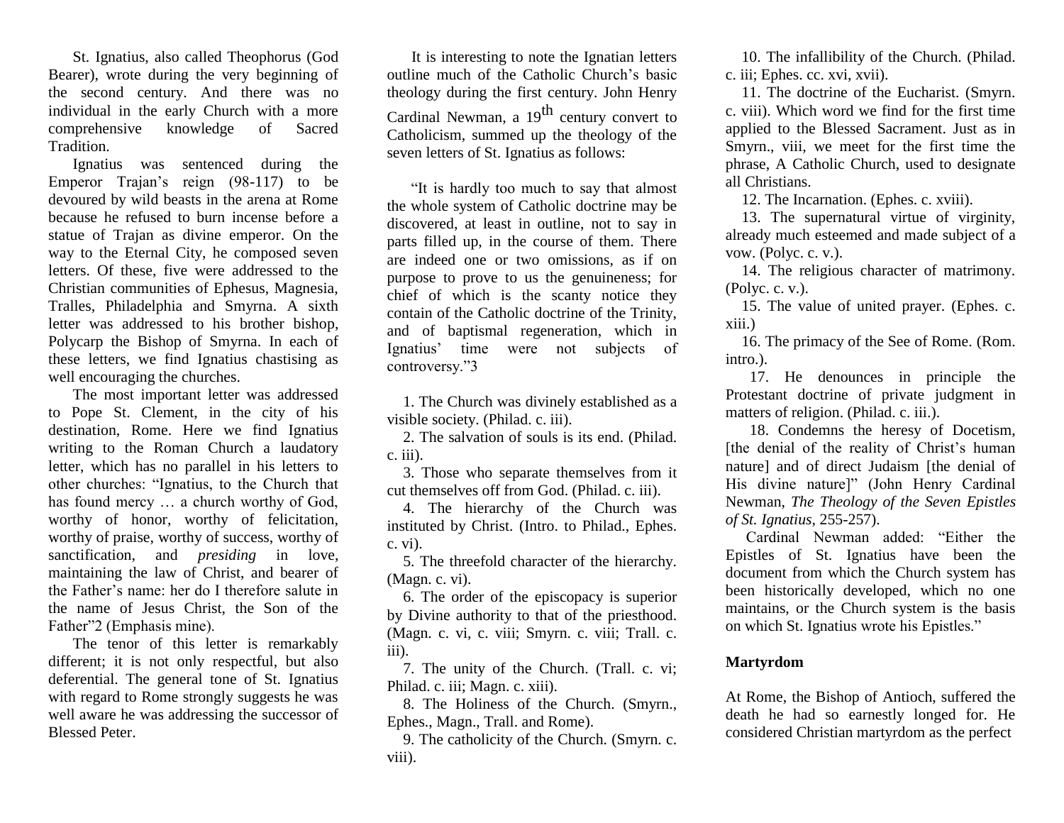St. Ignatius, also called Theophorus (God Bearer), wrote during the very beginning of the second century. And there was no individual in the early Church with a more comprehensive knowledge of Sacred Tradition.

Ignatius was sentenced during the Emperor Trajan's reign (98-117) to be devoured by wild beasts in the arena at Rome because he refused to burn incense before a statue of Trajan as divine emperor. On the way to the Eternal City, he composed seven letters. Of these, five were addressed to the Christian communities of Ephesus, Magnesia, Tralles, Philadelphia and Smyrna. A sixth letter was addressed to his brother bishop, Polycarp the Bishop of Smyrna. In each of these letters, we find Ignatius chastising as well encouraging the churches.

The most important letter was addressed to Pope St. Clement, in the city of his destination, Rome. Here we find Ignatius writing to the Roman Church a laudatory letter, which has no parallel in his letters to other churches: "Ignatius, to the Church that has found mercy … a church worthy of God, worthy of honor, worthy of felicitation, worthy of praise, worthy of success, worthy of sanctification, and *presiding* in love, maintaining the law of Christ, and bearer of the Father's name: her do I therefore salute in the name of Jesus Christ, the Son of the Father"2 (Emphasis mine).

The tenor of this letter is remarkably different; it is not only respectful, but also deferential. The general tone of St. Ignatius with regard to Rome strongly suggests he was well aware he was addressing the successor of Blessed Peter.

It is interesting to note the Ignatian letters outline much of the Catholic Church's basic theology during the first century. John Henry Cardinal Newman, a 19th century convert to Catholicism, summed up the theology of the seven letters of St. Ignatius as follows:

"It is hardly too much to say that almost the whole system of Catholic doctrine may be discovered, at least in outline, not to say in parts filled up, in the course of them. There are indeed one or two omissions, as if on purpose to prove to us the genuineness; for chief of which is the scanty notice they contain of the Catholic doctrine of the Trinity, and of baptismal regeneration, which in Ignatius' time were not subjects of controversy."3

1. The Church was divinely established as a visible society. (Philad. c. iii).
2. The salvation of souls is its end. (Philad. c. iii).
3. Those who separate themselves from it cut themselves off from God. (Philad. c. iii).
4. The hierarchy of the Church was instituted by Christ. (Intro. to Philad., Ephes. c. vi).
5. The threefold character of the hierarchy. (Magn. c. vi).
6. The order of the episcopacy is superior by Divine authority to that of the priesthood. (Magn. c. vi, c. viii; Smyrn. c. viii; Trall. c. iii).
7. The unity of the Church. (Trall. c. vi; Philad. c. iii; Magn. c. xiii).
8. The Holiness of the Church. (Smyrn., Ephes., Magn., Trall. and Rome).
9. The catholicity of the Church. (Smyrn. c. viii).
10. The infallibility of the Church. (Philad. c. iii; Ephes. cc. xvi, xvii).
11. The doctrine of the Eucharist. (Smyrn. c. viii). Which word we find for the first time applied to the Blessed Sacrament. Just as in Smyrn., viii, we meet for the first time the phrase, A Catholic Church, used to designate all Christians.
12. The Incarnation. (Ephes. c. xviii).
13. The supernatural virtue of virginity, already much esteemed and made subject of a vow. (Polyc. c. v.).
14. The religious character of matrimony. (Polyc. c. v.).
15. The value of united prayer. (Ephes. c. xiii.)
16. The primacy of the See of Rome. (Rom. intro.).
17. He denounces in principle the Protestant doctrine of private judgment in matters of religion. (Philad. c. iii.).
18. Condemns the heresy of Docetism, [the denial of the reality of Christ's human nature] and of direct Judaism [the denial of His divine nature]" (John Henry Cardinal Newman, *The Theology of the Seven Epistles of St. Ignatius*, 255-257).

Cardinal Newman added: "Either the Epistles of St. Ignatius have been the document from which the Church system has been historically developed, which no one maintains, or the Church system is the basis on which St. Ignatius wrote his Epistles."

**Martyrdom**

At Rome, the Bishop of Antioch, suffered the death he had so earnestly longed for. He considered Christian martyrdom as the perfect